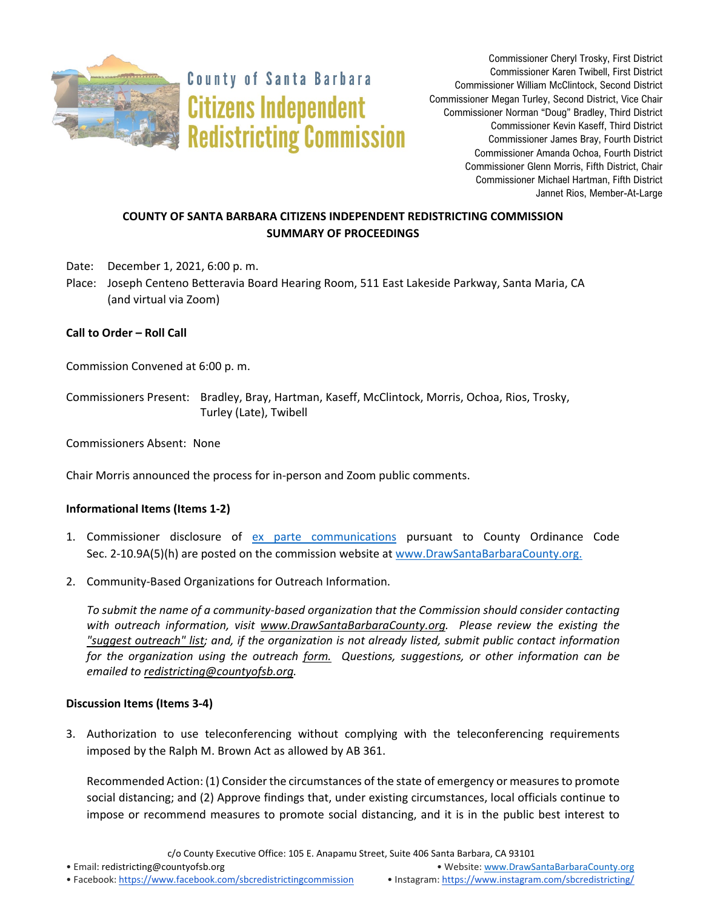County of Santa Barbara
# Citizens Independent Redistricting Commission

Commissioner Cheryl Trosky, First District
Commissioner Karen Twibell, First District
Commissioner William McClintock, Second District
Commissioner Megan Turley, Second District, Vice Chair
Commissioner Norman "Doug" Bradley, Third District
Commissioner Kevin Kaseff, Third District
Commissioner James Bray, Fourth District
Commissioner Amanda Ochoa, Fourth District
Commissioner Glenn Morris, Fifth District, Chair
Commissioner Michael Hartman, Fifth District
Jannet Rios, Member-At-Large

## COUNTY OF SANTA BARBARA CITIZENS INDEPENDENT REDISTRICTING COMMISSION SUMMARY OF PROCEEDINGS

Date: December 1, 2021, 6:00 p. m.

Place: Joseph Centeno Betteravia Board Hearing Room, 511 East Lakeside Parkway, Santa Maria, CA (and virtual via Zoom)

**Call to Order – Roll Call**

Commission Convened at 6:00 p. m.

Commissioners Present: Bradley, Bray, Hartman, Kaseff, McClintock, Morris, Ochoa, Rios, Trosky, Turley (Late), Twibell

Commissioners Absent: None

Chair Morris announced the process for in-person and Zoom public comments.

**Informational Items (Items 1-2)**

1. Commissioner disclosure of ex parte communications pursuant to County Ordinance Code Sec. 2-10.9A(5)(h) are posted on the commission website at www.DrawSantaBarbaraCounty.org.

2. Community-Based Organizations for Outreach Information.

   *To submit the name of a community-based organization that the Commission should consider contacting with outreach information, visit www.DrawSantaBarbaraCounty.org. Please review the existing the "suggest outreach" list; and, if the organization is not already listed, submit public contact information for the organization using the outreach form. Questions, suggestions, or other information can be emailed to redistricting@countyofsb.org.*

**Discussion Items (Items 3-4)**

3. Authorization to use teleconferencing without complying with the teleconferencing requirements imposed by the Ralph M. Brown Act as allowed by AB 361.

   Recommended Action: (1) Consider the circumstances of the state of emergency or measures to promote social distancing; and (2) Approve findings that, under existing circumstances, local officials continue to impose or recommend measures to promote social distancing, and it is in the public best interest to

c/o County Executive Office: 105 E. Anapamu Street, Suite 406 Santa Barbara, CA 93101
• Email: redistricting@countyofsb.org • Website: www.DrawSantaBarbaraCounty.org
• Facebook: https://www.facebook.com/sbcredistrictingcommission • Instagram: https://www.instagram.com/sbcredistricting/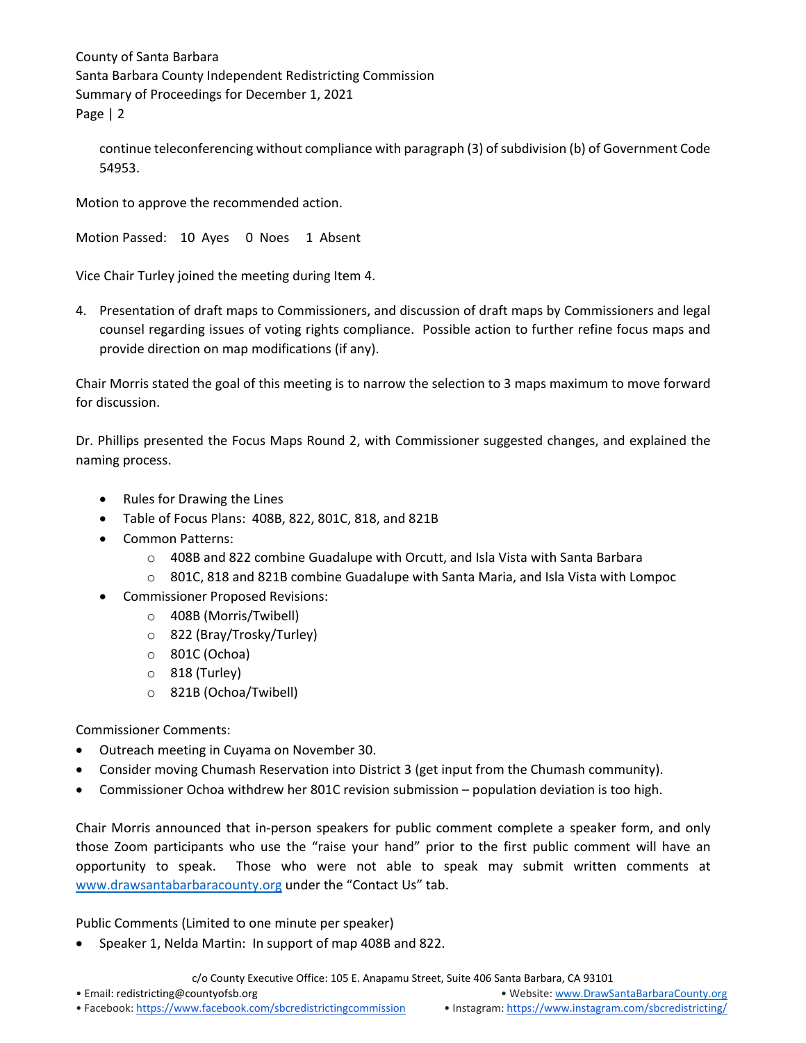continue teleconferencing without compliance with paragraph (3) of subdivision (b) of Government Code 54953.

Motion to approve the recommended action.

Motion Passed: 10 Ayes 0 Noes 1 Absent

Vice Chair Turley joined the meeting during Item 4.

4. Presentation of draft maps to Commissioners, and discussion of draft maps by Commissioners and legal counsel regarding issues of voting rights compliance. Possible action to further refine focus maps and provide direction on map modifications (if any).

Chair Morris stated the goal of this meeting is to narrow the selection to 3 maps maximum to move forward for discussion.

Dr. Phillips presented the Focus Maps Round 2, with Commissioner suggested changes, and explained the naming process.

- Rules for Drawing the Lines
- Table of Focus Plans: 408B, 822, 801C, 818, and 821B
- Common Patterns:
  - 408B and 822 combine Guadalupe with Orcutt, and Isla Vista with Santa Barbara
  - 801C, 818 and 821B combine Guadalupe with Santa Maria, and Isla Vista with Lompoc
- Commissioner Proposed Revisions:
  - 408B (Morris/Twibell)
  - 822 (Bray/Trosky/Turley)
  - 801C (Ochoa)
  - 818 (Turley)
  - 821B (Ochoa/Twibell)

Commissioner Comments:

- Outreach meeting in Cuyama on November 30.
- Consider moving Chumash Reservation into District 3 (get input from the Chumash community).
- Commissioner Ochoa withdrew her 801C revision submission – population deviation is too high.

Chair Morris announced that in-person speakers for public comment complete a speaker form, and only those Zoom participants who use the "raise your hand" prior to the first public comment will have an opportunity to speak. Those who were not able to speak may submit written comments at www.drawsantabarbaracounty.org under the "Contact Us" tab.

Public Comments (Limited to one minute per speaker)

- Speaker 1, Nelda Martin: In support of map 408B and 822.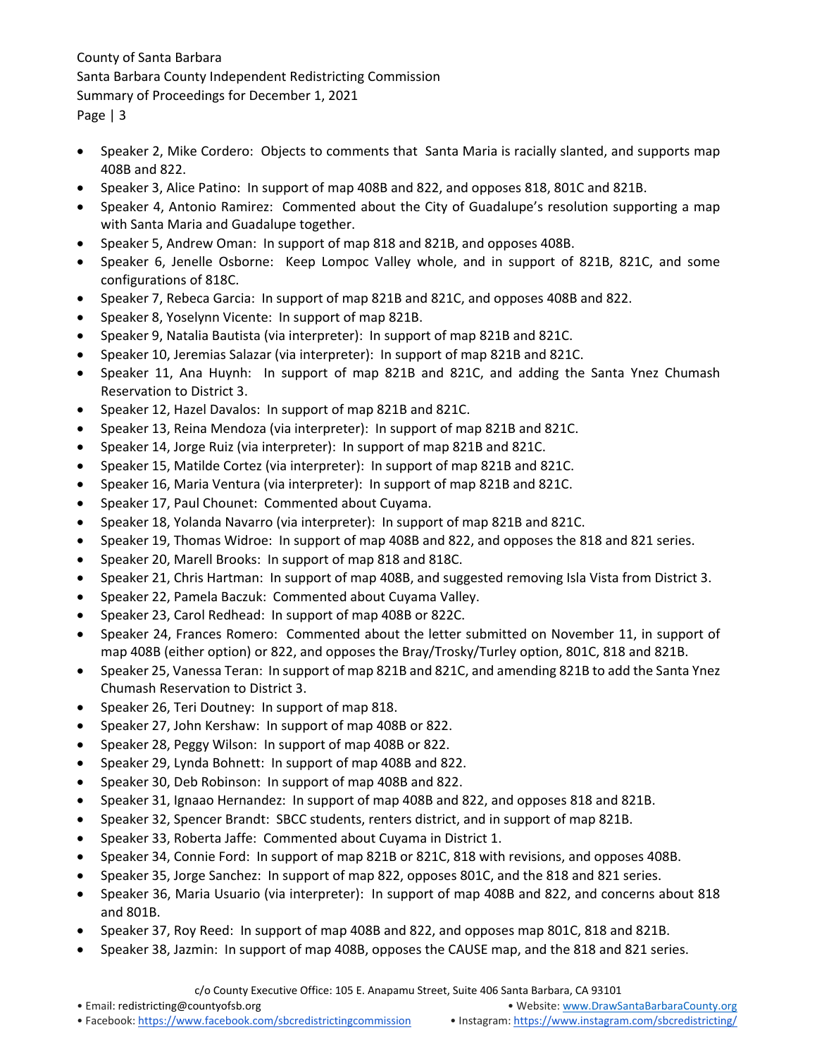- Speaker 2, Mike Cordero: Objects to comments that Santa Maria is racially slanted, and supports map 408B and 822.
- Speaker 3, Alice Patino: In support of map 408B and 822, and opposes 818, 801C and 821B.
- Speaker 4, Antonio Ramirez: Commented about the City of Guadalupe's resolution supporting a map with Santa Maria and Guadalupe together.
- Speaker 5, Andrew Oman: In support of map 818 and 821B, and opposes 408B.
- Speaker 6, Jenelle Osborne: Keep Lompoc Valley whole, and in support of 821B, 821C, and some configurations of 818C.
- Speaker 7, Rebeca Garcia: In support of map 821B and 821C, and opposes 408B and 822.
- Speaker 8, Yoselynn Vicente: In support of map 821B.
- Speaker 9, Natalia Bautista (via interpreter): In support of map 821B and 821C.
- Speaker 10, Jeremias Salazar (via interpreter): In support of map 821B and 821C.
- Speaker 11, Ana Huynh: In support of map 821B and 821C, and adding the Santa Ynez Chumash Reservation to District 3.
- Speaker 12, Hazel Davalos: In support of map 821B and 821C.
- Speaker 13, Reina Mendoza (via interpreter): In support of map 821B and 821C.
- Speaker 14, Jorge Ruiz (via interpreter): In support of map 821B and 821C.
- Speaker 15, Matilde Cortez (via interpreter): In support of map 821B and 821C.
- Speaker 16, Maria Ventura (via interpreter): In support of map 821B and 821C.
- Speaker 17, Paul Chounet: Commented about Cuyama.
- Speaker 18, Yolanda Navarro (via interpreter): In support of map 821B and 821C.
- Speaker 19, Thomas Widroe: In support of map 408B and 822, and opposes the 818 and 821 series.
- Speaker 20, Marell Brooks: In support of map 818 and 818C.
- Speaker 21, Chris Hartman: In support of map 408B, and suggested removing Isla Vista from District 3.
- Speaker 22, Pamela Baczuk: Commented about Cuyama Valley.
- Speaker 23, Carol Redhead: In support of map 408B or 822C.
- Speaker 24, Frances Romero: Commented about the letter submitted on November 11, in support of map 408B (either option) or 822, and opposes the Bray/Trosky/Turley option, 801C, 818 and 821B.
- Speaker 25, Vanessa Teran: In support of map 821B and 821C, and amending 821B to add the Santa Ynez Chumash Reservation to District 3.
- Speaker 26, Teri Doutney: In support of map 818.
- Speaker 27, John Kershaw: In support of map 408B or 822.
- Speaker 28, Peggy Wilson: In support of map 408B or 822.
- Speaker 29, Lynda Bohnett: In support of map 408B and 822.
- Speaker 30, Deb Robinson: In support of map 408B and 822.
- Speaker 31, Ignaao Hernandez: In support of map 408B and 822, and opposes 818 and 821B.
- Speaker 32, Spencer Brandt: SBCC students, renters district, and in support of map 821B.
- Speaker 33, Roberta Jaffe: Commented about Cuyama in District 1.
- Speaker 34, Connie Ford: In support of map 821B or 821C, 818 with revisions, and opposes 408B.
- Speaker 35, Jorge Sanchez: In support of map 822, opposes 801C, and the 818 and 821 series.
- Speaker 36, Maria Usuario (via interpreter): In support of map 408B and 822, and concerns about 818 and 801B.
- Speaker 37, Roy Reed: In support of map 408B and 822, and opposes map 801C, 818 and 821B.
- Speaker 38, Jazmin: In support of map 408B, opposes the CAUSE map, and the 818 and 821 series.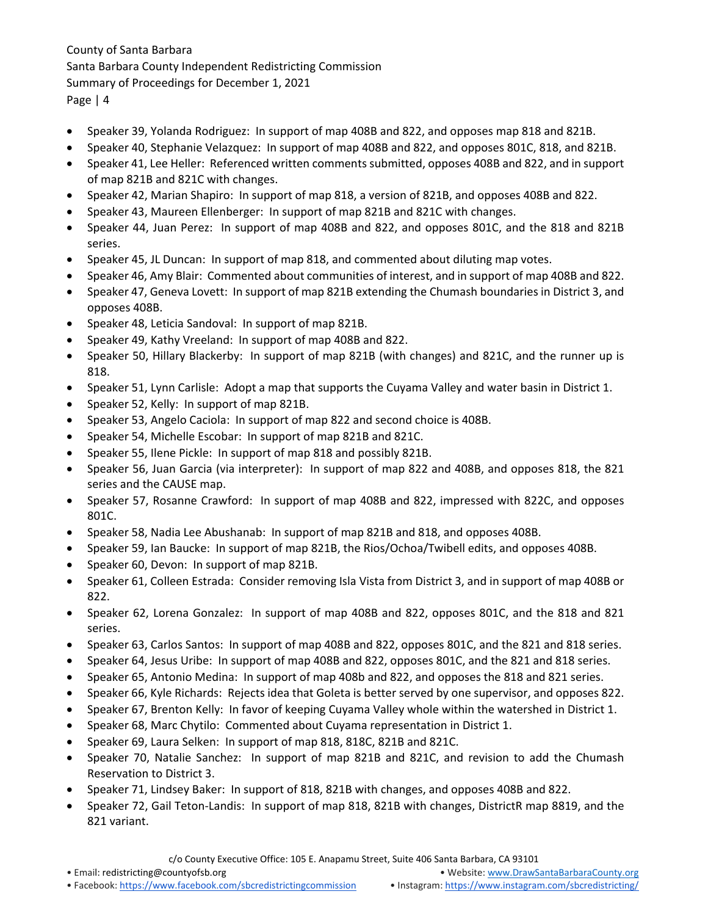- Speaker 39, Yolanda Rodriguez: In support of map 408B and 822, and opposes map 818 and 821B.
- Speaker 40, Stephanie Velazquez: In support of map 408B and 822, and opposes 801C, 818, and 821B.
- Speaker 41, Lee Heller: Referenced written comments submitted, opposes 408B and 822, and in support of map 821B and 821C with changes.
- Speaker 42, Marian Shapiro: In support of map 818, a version of 821B, and opposes 408B and 822.
- Speaker 43, Maureen Ellenberger: In support of map 821B and 821C with changes.
- Speaker 44, Juan Perez: In support of map 408B and 822, and opposes 801C, and the 818 and 821B series.
- Speaker 45, JL Duncan: In support of map 818, and commented about diluting map votes.
- Speaker 46, Amy Blair: Commented about communities of interest, and in support of map 408B and 822.
- Speaker 47, Geneva Lovett: In support of map 821B extending the Chumash boundaries in District 3, and opposes 408B.
- Speaker 48, Leticia Sandoval: In support of map 821B.
- Speaker 49, Kathy Vreeland: In support of map 408B and 822.
- Speaker 50, Hillary Blackerby: In support of map 821B (with changes) and 821C, and the runner up is 818.
- Speaker 51, Lynn Carlisle: Adopt a map that supports the Cuyama Valley and water basin in District 1.
- Speaker 52, Kelly: In support of map 821B.
- Speaker 53, Angelo Caciola: In support of map 822 and second choice is 408B.
- Speaker 54, Michelle Escobar: In support of map 821B and 821C.
- Speaker 55, Ilene Pickle: In support of map 818 and possibly 821B.
- Speaker 56, Juan Garcia (via interpreter): In support of map 822 and 408B, and opposes 818, the 821 series and the CAUSE map.
- Speaker 57, Rosanne Crawford: In support of map 408B and 822, impressed with 822C, and opposes 801C.
- Speaker 58, Nadia Lee Abushanab: In support of map 821B and 818, and opposes 408B.
- Speaker 59, Ian Baucke: In support of map 821B, the Rios/Ochoa/Twibell edits, and opposes 408B.
- Speaker 60, Devon: In support of map 821B.
- Speaker 61, Colleen Estrada: Consider removing Isla Vista from District 3, and in support of map 408B or 822.
- Speaker 62, Lorena Gonzalez: In support of map 408B and 822, opposes 801C, and the 818 and 821 series.
- Speaker 63, Carlos Santos: In support of map 408B and 822, opposes 801C, and the 821 and 818 series.
- Speaker 64, Jesus Uribe: In support of map 408B and 822, opposes 801C, and the 821 and 818 series.
- Speaker 65, Antonio Medina: In support of map 408b and 822, and opposes the 818 and 821 series.
- Speaker 66, Kyle Richards: Rejects idea that Goleta is better served by one supervisor, and opposes 822.
- Speaker 67, Brenton Kelly: In favor of keeping Cuyama Valley whole within the watershed in District 1.
- Speaker 68, Marc Chytilo: Commented about Cuyama representation in District 1.
- Speaker 69, Laura Selken: In support of map 818, 818C, 821B and 821C.
- Speaker 70, Natalie Sanchez: In support of map 821B and 821C, and revision to add the Chumash Reservation to District 3.
- Speaker 71, Lindsey Baker: In support of 818, 821B with changes, and opposes 408B and 822.
- Speaker 72, Gail Teton-Landis: In support of map 818, 821B with changes, DistrictR map 8819, and the 821 variant.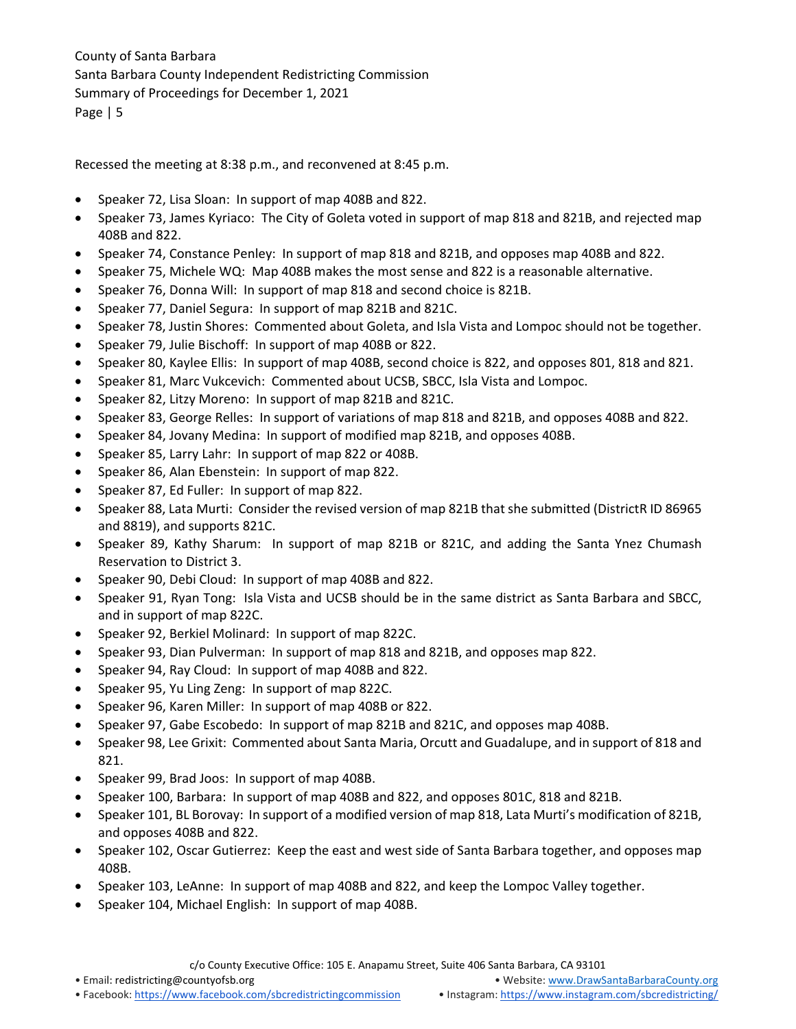Recessed the meeting at 8:38 p.m., and reconvened at 8:45 p.m.

- Speaker 72, Lisa Sloan: In support of map 408B and 822.
- Speaker 73, James Kyriaco: The City of Goleta voted in support of map 818 and 821B, and rejected map 408B and 822.
- Speaker 74, Constance Penley: In support of map 818 and 821B, and opposes map 408B and 822.
- Speaker 75, Michele WQ: Map 408B makes the most sense and 822 is a reasonable alternative.
- Speaker 76, Donna Will: In support of map 818 and second choice is 821B.
- Speaker 77, Daniel Segura: In support of map 821B and 821C.
- Speaker 78, Justin Shores: Commented about Goleta, and Isla Vista and Lompoc should not be together.
- Speaker 79, Julie Bischoff: In support of map 408B or 822.
- Speaker 80, Kaylee Ellis: In support of map 408B, second choice is 822, and opposes 801, 818 and 821.
- Speaker 81, Marc Vukcevich: Commented about UCSB, SBCC, Isla Vista and Lompoc.
- Speaker 82, Litzy Moreno: In support of map 821B and 821C.
- Speaker 83, George Relles: In support of variations of map 818 and 821B, and opposes 408B and 822.
- Speaker 84, Jovany Medina: In support of modified map 821B, and opposes 408B.
- Speaker 85, Larry Lahr: In support of map 822 or 408B.
- Speaker 86, Alan Ebenstein: In support of map 822.
- Speaker 87, Ed Fuller: In support of map 822.
- Speaker 88, Lata Murti: Consider the revised version of map 821B that she submitted (DistrictR ID 86965 and 8819), and supports 821C.
- Speaker 89, Kathy Sharum: In support of map 821B or 821C, and adding the Santa Ynez Chumash Reservation to District 3.
- Speaker 90, Debi Cloud: In support of map 408B and 822.
- Speaker 91, Ryan Tong: Isla Vista and UCSB should be in the same district as Santa Barbara and SBCC, and in support of map 822C.
- Speaker 92, Berkiel Molinard: In support of map 822C.
- Speaker 93, Dian Pulverman: In support of map 818 and 821B, and opposes map 822.
- Speaker 94, Ray Cloud: In support of map 408B and 822.
- Speaker 95, Yu Ling Zeng: In support of map 822C.
- Speaker 96, Karen Miller: In support of map 408B or 822.
- Speaker 97, Gabe Escobedo: In support of map 821B and 821C, and opposes map 408B.
- Speaker 98, Lee Grixit: Commented about Santa Maria, Orcutt and Guadalupe, and in support of 818 and 821.
- Speaker 99, Brad Joos: In support of map 408B.
- Speaker 100, Barbara: In support of map 408B and 822, and opposes 801C, 818 and 821B.
- Speaker 101, BL Borovay: In support of a modified version of map 818, Lata Murti's modification of 821B, and opposes 408B and 822.
- Speaker 102, Oscar Gutierrez: Keep the east and west side of Santa Barbara together, and opposes map 408B.
- Speaker 103, LeAnne: In support of map 408B and 822, and keep the Lompoc Valley together.
- Speaker 104, Michael English: In support of map 408B.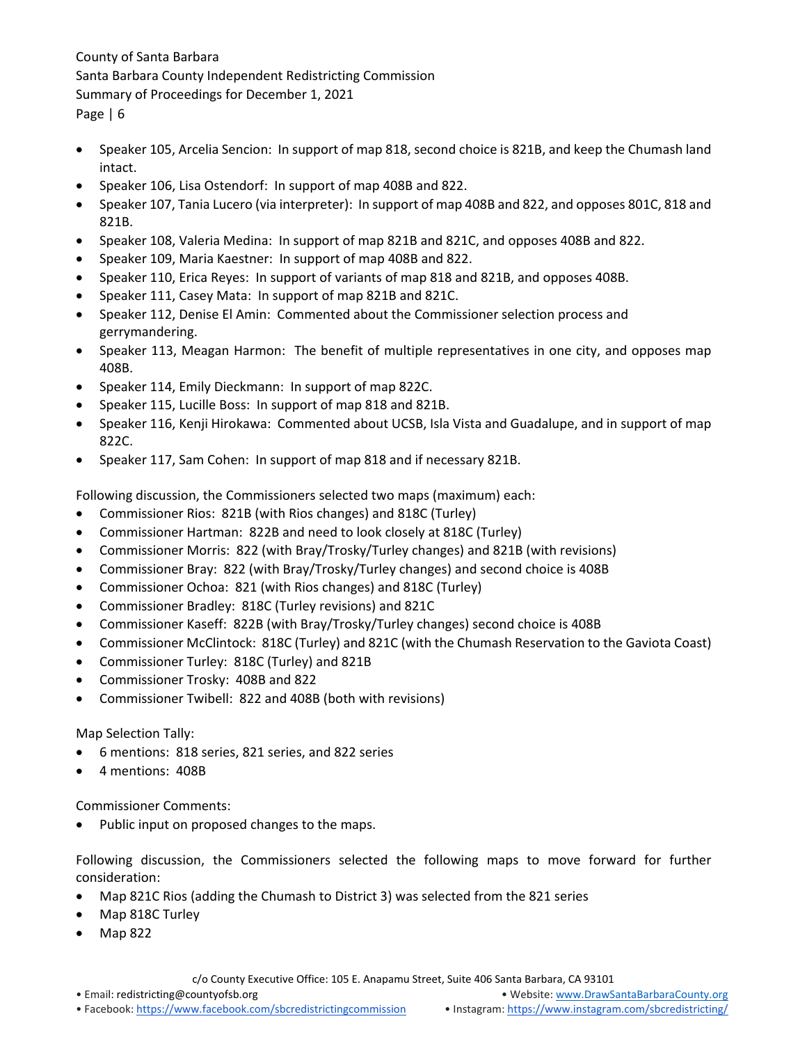- Speaker 105, Arcelia Sencion: In support of map 818, second choice is 821B, and keep the Chumash land intact.
- Speaker 106, Lisa Ostendorf: In support of map 408B and 822.
- Speaker 107, Tania Lucero (via interpreter): In support of map 408B and 822, and opposes 801C, 818 and 821B.
- Speaker 108, Valeria Medina: In support of map 821B and 821C, and opposes 408B and 822.
- Speaker 109, Maria Kaestner: In support of map 408B and 822.
- Speaker 110, Erica Reyes: In support of variants of map 818 and 821B, and opposes 408B.
- Speaker 111, Casey Mata: In support of map 821B and 821C.
- Speaker 112, Denise El Amin: Commented about the Commissioner selection process and gerrymandering.
- Speaker 113, Meagan Harmon: The benefit of multiple representatives in one city, and opposes map 408B.
- Speaker 114, Emily Dieckmann: In support of map 822C.
- Speaker 115, Lucille Boss: In support of map 818 and 821B.
- Speaker 116, Kenji Hirokawa: Commented about UCSB, Isla Vista and Guadalupe, and in support of map 822C.
- Speaker 117, Sam Cohen: In support of map 818 and if necessary 821B.

Following discussion, the Commissioners selected two maps (maximum) each:

- Commissioner Rios: 821B (with Rios changes) and 818C (Turley)
- Commissioner Hartman: 822B and need to look closely at 818C (Turley)
- Commissioner Morris: 822 (with Bray/Trosky/Turley changes) and 821B (with revisions)
- Commissioner Bray: 822 (with Bray/Trosky/Turley changes) and second choice is 408B
- Commissioner Ochoa: 821 (with Rios changes) and 818C (Turley)
- Commissioner Bradley: 818C (Turley revisions) and 821C
- Commissioner Kaseff: 822B (with Bray/Trosky/Turley changes) second choice is 408B
- Commissioner McClintock: 818C (Turley) and 821C (with the Chumash Reservation to the Gaviota Coast)
- Commissioner Turley: 818C (Turley) and 821B
- Commissioner Trosky: 408B and 822
- Commissioner Twibell: 822 and 408B (both with revisions)

Map Selection Tally:

- 6 mentions: 818 series, 821 series, and 822 series
- 4 mentions: 408B

Commissioner Comments:

- Public input on proposed changes to the maps.

Following discussion, the Commissioners selected the following maps to move forward for further consideration:

- Map 821C Rios (adding the Chumash to District 3) was selected from the 821 series
- Map 818C Turley
- Map 822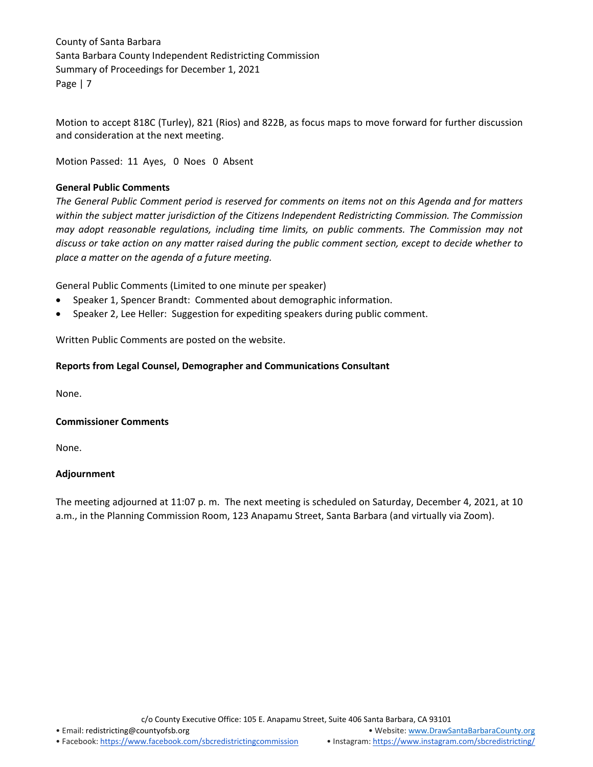Motion to accept 818C (Turley), 821 (Rios) and 822B, as focus maps to move forward for further discussion and consideration at the next meeting.

Motion Passed: 11 Ayes, 0 Noes 0 Absent

**General Public Comments**

*The General Public Comment period is reserved for comments on items not on this Agenda and for matters within the subject matter jurisdiction of the Citizens Independent Redistricting Commission. The Commission may adopt reasonable regulations, including time limits, on public comments. The Commission may not discuss or take action on any matter raised during the public comment section, except to decide whether to place a matter on the agenda of a future meeting.*

General Public Comments (Limited to one minute per speaker)

- Speaker 1, Spencer Brandt: Commented about demographic information.
- Speaker 2, Lee Heller: Suggestion for expediting speakers during public comment.

Written Public Comments are posted on the website.

**Reports from Legal Counsel, Demographer and Communications Consultant**

None.

**Commissioner Comments**

None.

**Adjournment**

The meeting adjourned at 11:07 p. m. The next meeting is scheduled on Saturday, December 4, 2021, at 10 a.m., in the Planning Commission Room, 123 Anapamu Street, Santa Barbara (and virtually via Zoom).